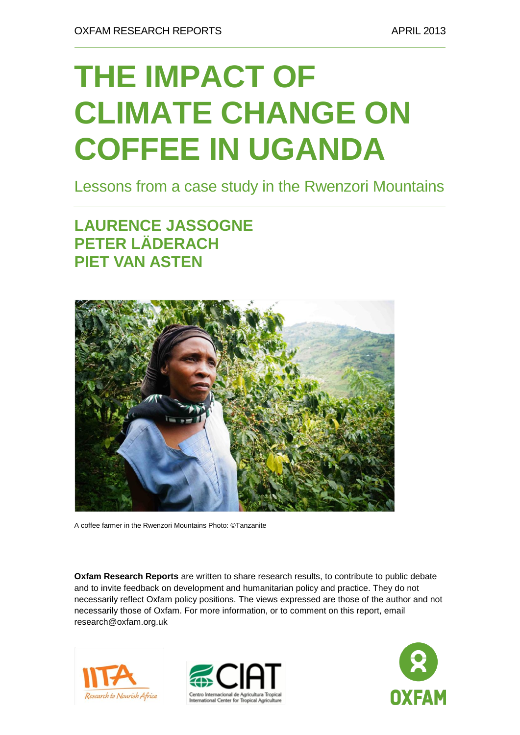OXFAM RESEARCH REPORTS APRIL 2013

# THE IMPACT OF CLIMATE CHANGE ON COFFEE IN UGANDA

## Lessons from a case study in the Rwenzori Mountains

### LAURENCE JASSOGNE
### PETER LÄDERACH
### PIET VAN ASTEN

A coffee farmer in the Rwenzori Mountains Photo: ©Tanzanite

**Oxfam Research Reports** are written to share research results, to contribute to public debate and to invite feedback on development and humanitarian policy and practice. They do not necessarily reflect Oxfam policy positions. The views expressed are those of the author and not necessarily those of Oxfam. For more information, or to comment on this report, email research@oxfam.org.uk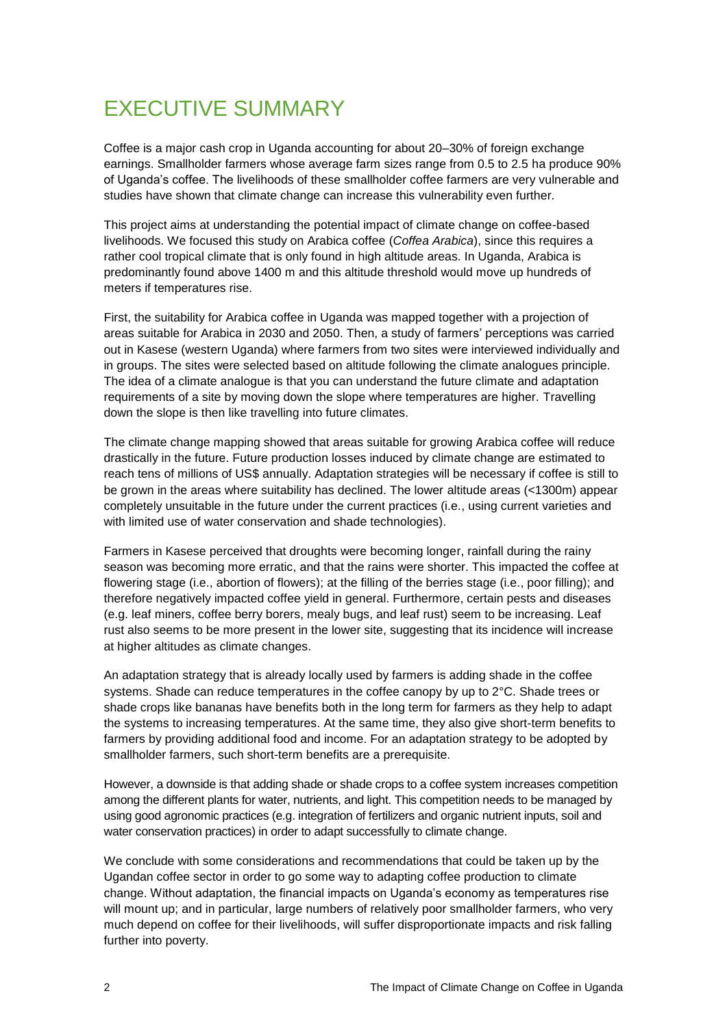# EXECUTIVE SUMMARY

Coffee is a major cash crop in Uganda accounting for about 20–30% of foreign exchange earnings. Smallholder farmers whose average farm sizes range from 0.5 to 2.5 ha produce 90% of Uganda's coffee. The livelihoods of these smallholder coffee farmers are very vulnerable and studies have shown that climate change can increase this vulnerability even further.

This project aims at understanding the potential impact of climate change on coffee-based livelihoods. We focused this study on Arabica coffee (*Coffea Arabica*), since this requires a rather cool tropical climate that is only found in high altitude areas. In Uganda, Arabica is predominantly found above 1400 m and this altitude threshold would move up hundreds of meters if temperatures rise.

First, the suitability for Arabica coffee in Uganda was mapped together with a projection of areas suitable for Arabica in 2030 and 2050. Then, a study of farmers' perceptions was carried out in Kasese (western Uganda) where farmers from two sites were interviewed individually and in groups. The sites were selected based on altitude following the climate analogues principle. The idea of a climate analogue is that you can understand the future climate and adaptation requirements of a site by moving down the slope where temperatures are higher. Travelling down the slope is then like travelling into future climates.

The climate change mapping showed that areas suitable for growing Arabica coffee will reduce drastically in the future. Future production losses induced by climate change are estimated to reach tens of millions of US$ annually. Adaptation strategies will be necessary if coffee is still to be grown in the areas where suitability has declined. The lower altitude areas (<1300m) appear completely unsuitable in the future under the current practices (i.e., using current varieties and with limited use of water conservation and shade technologies).

Farmers in Kasese perceived that droughts were becoming longer, rainfall during the rainy season was becoming more erratic, and that the rains were shorter. This impacted the coffee at flowering stage (i.e., abortion of flowers); at the filling of the berries stage (i.e., poor filling); and therefore negatively impacted coffee yield in general. Furthermore, certain pests and diseases (e.g. leaf miners, coffee berry borers, mealy bugs, and leaf rust) seem to be increasing. Leaf rust also seems to be more present in the lower site, suggesting that its incidence will increase at higher altitudes as climate changes.

An adaptation strategy that is already locally used by farmers is adding shade in the coffee systems. Shade can reduce temperatures in the coffee canopy by up to 2°C. Shade trees or shade crops like bananas have benefits both in the long term for farmers as they help to adapt the systems to increasing temperatures. At the same time, they also give short-term benefits to farmers by providing additional food and income. For an adaptation strategy to be adopted by smallholder farmers, such short-term benefits are a prerequisite.

However, a downside is that adding shade or shade crops to a coffee system increases competition among the different plants for water, nutrients, and light. This competition needs to be managed by using good agronomic practices (e.g. integration of fertilizers and organic nutrient inputs, soil and water conservation practices) in order to adapt successfully to climate change.

We conclude with some considerations and recommendations that could be taken up by the Ugandan coffee sector in order to go some way to adapting coffee production to climate change. Without adaptation, the financial impacts on Uganda's economy as temperatures rise will mount up; and in particular, large numbers of relatively poor smallholder farmers, who very much depend on coffee for their livelihoods, will suffer disproportionate impacts and risk falling further into poverty.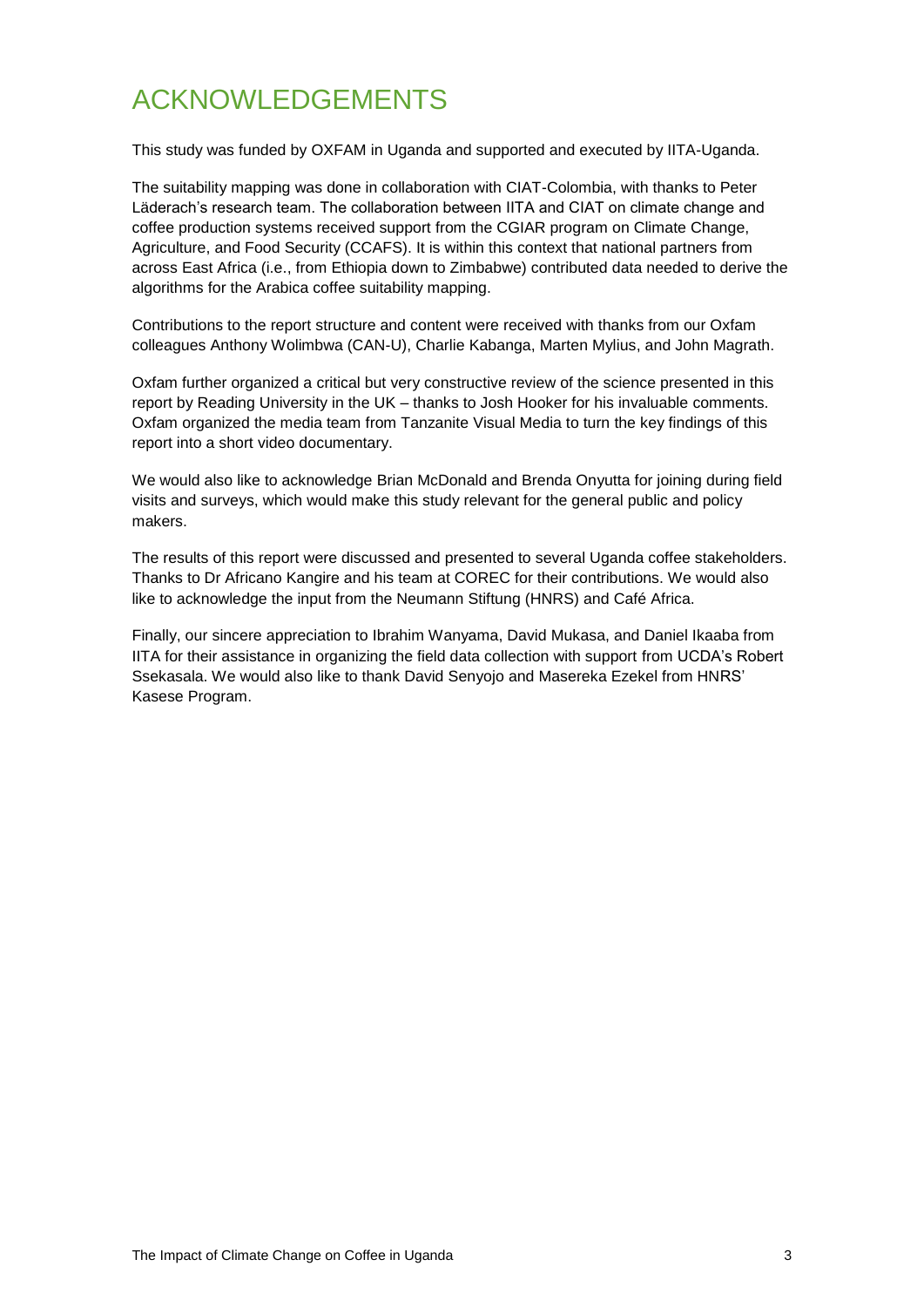# ACKNOWLEDGEMENTS

This study was funded by OXFAM in Uganda and supported and executed by IITA-Uganda.

The suitability mapping was done in collaboration with CIAT-Colombia, with thanks to Peter Läderach's research team. The collaboration between IITA and CIAT on climate change and coffee production systems received support from the CGIAR program on Climate Change, Agriculture, and Food Security (CCAFS). It is within this context that national partners from across East Africa (i.e., from Ethiopia down to Zimbabwe) contributed data needed to derive the algorithms for the Arabica coffee suitability mapping.

Contributions to the report structure and content were received with thanks from our Oxfam colleagues Anthony Wolimbwa (CAN-U), Charlie Kabanga, Marten Mylius, and John Magrath.

Oxfam further organized a critical but very constructive review of the science presented in this report by Reading University in the UK – thanks to Josh Hooker for his invaluable comments. Oxfam organized the media team from Tanzanite Visual Media to turn the key findings of this report into a short video documentary.

We would also like to acknowledge Brian McDonald and Brenda Onyutta for joining during field visits and surveys, which would make this study relevant for the general public and policy makers.

The results of this report were discussed and presented to several Uganda coffee stakeholders. Thanks to Dr Africano Kangire and his team at COREC for their contributions. We would also like to acknowledge the input from the Neumann Stiftung (HNRS) and Café Africa.

Finally, our sincere appreciation to Ibrahim Wanyama, David Mukasa, and Daniel Ikaaba from IITA for their assistance in organizing the field data collection with support from UCDA's Robert Ssekasala. We would also like to thank David Senyojo and Masereka Ezekel from HNRS' Kasese Program.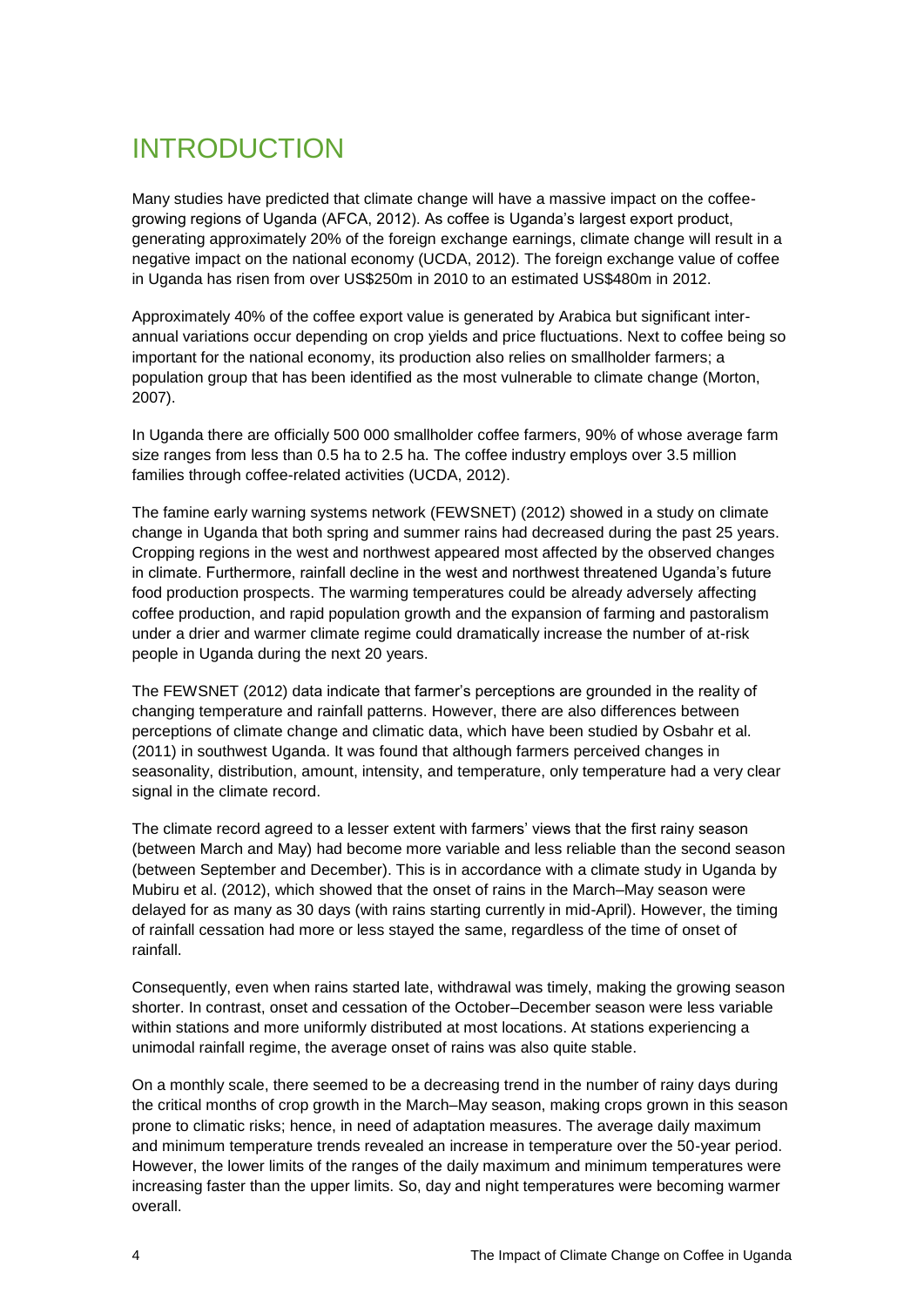# INTRODUCTION

Many studies have predicted that climate change will have a massive impact on the coffee-growing regions of Uganda (AFCA, 2012). As coffee is Uganda's largest export product, generating approximately 20% of the foreign exchange earnings, climate change will result in a negative impact on the national economy (UCDA, 2012). The foreign exchange value of coffee in Uganda has risen from over US$250m in 2010 to an estimated US$480m in 2012.

Approximately 40% of the coffee export value is generated by Arabica but significant inter-annual variations occur depending on crop yields and price fluctuations. Next to coffee being so important for the national economy, its production also relies on smallholder farmers; a population group that has been identified as the most vulnerable to climate change (Morton, 2007).

In Uganda there are officially 500 000 smallholder coffee farmers, 90% of whose average farm size ranges from less than 0.5 ha to 2.5 ha. The coffee industry employs over 3.5 million families through coffee-related activities (UCDA, 2012).

The famine early warning systems network (FEWSNET) (2012) showed in a study on climate change in Uganda that both spring and summer rains had decreased during the past 25 years. Cropping regions in the west and northwest appeared most affected by the observed changes in climate. Furthermore, rainfall decline in the west and northwest threatened Uganda's future food production prospects. The warming temperatures could be already adversely affecting coffee production, and rapid population growth and the expansion of farming and pastoralism under a drier and warmer climate regime could dramatically increase the number of at-risk people in Uganda during the next 20 years.

The FEWSNET (2012) data indicate that farmer's perceptions are grounded in the reality of changing temperature and rainfall patterns. However, there are also differences between perceptions of climate change and climatic data, which have been studied by Osbahr et al. (2011) in southwest Uganda. It was found that although farmers perceived changes in seasonality, distribution, amount, intensity, and temperature, only temperature had a very clear signal in the climate record.

The climate record agreed to a lesser extent with farmers' views that the first rainy season (between March and May) had become more variable and less reliable than the second season (between September and December). This is in accordance with a climate study in Uganda by Mubiru et al. (2012), which showed that the onset of rains in the March–May season were delayed for as many as 30 days (with rains starting currently in mid-April). However, the timing of rainfall cessation had more or less stayed the same, regardless of the time of onset of rainfall.

Consequently, even when rains started late, withdrawal was timely, making the growing season shorter. In contrast, onset and cessation of the October–December season were less variable within stations and more uniformly distributed at most locations. At stations experiencing a unimodal rainfall regime, the average onset of rains was also quite stable.

On a monthly scale, there seemed to be a decreasing trend in the number of rainy days during the critical months of crop growth in the March–May season, making crops grown in this season prone to climatic risks; hence, in need of adaptation measures. The average daily maximum and minimum temperature trends revealed an increase in temperature over the 50-year period. However, the lower limits of the ranges of the daily maximum and minimum temperatures were increasing faster than the upper limits. So, day and night temperatures were becoming warmer overall.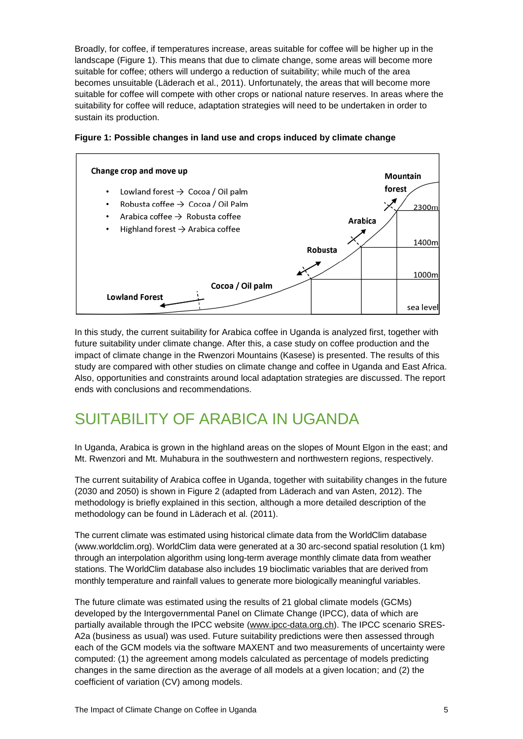Broadly, for coffee, if temperatures increase, areas suitable for coffee will be higher up in the landscape (Figure 1). This means that due to climate change, some areas will become more suitable for coffee; others will undergo a reduction of suitability; while much of the area becomes unsuitable (Läderach et al., 2011). Unfortunately, the areas that will become more suitable for coffee will compete with other crops or national nature reserves. In areas where the suitability for coffee will reduce, adaptation strategies will need to be undertaken in order to sustain its production.

**Figure 1: Possible changes in land use and crops induced by climate change**

**Change crop and move up**

- Lowland forest → Cocoa / Oil palm
- Robusta coffee → Cocoa / Oil Palm
- Arabica coffee → Robusta coffee
- Highland forest → Arabica coffee

**Mountain forest** — 2300m
**Arabica** — 1400m
**Robusta** — 1000m
**Cocoa / Oil palm**
**Lowland Forest** — sea level

In this study, the current suitability for Arabica coffee in Uganda is analyzed first, together with future suitability under climate change. After this, a case study on coffee production and the impact of climate change in the Rwenzori Mountains (Kasese) is presented. The results of this study are compared with other studies on climate change and coffee in Uganda and East Africa. Also, opportunities and constraints around local adaptation strategies are discussed. The report ends with conclusions and recommendations.

# SUITABILITY OF ARABICA IN UGANDA

In Uganda, Arabica is grown in the highland areas on the slopes of Mount Elgon in the east; and Mt. Rwenzori and Mt. Muhabura in the southwestern and northwestern regions, respectively.

The current suitability of Arabica coffee in Uganda, together with suitability changes in the future (2030 and 2050) is shown in Figure 2 (adapted from Läderach and van Asten, 2012). The methodology is briefly explained in this section, although a more detailed description of the methodology can be found in Läderach et al. (2011).

The current climate was estimated using historical climate data from the WorldClim database (www.worldclim.org). WorldClim data were generated at a 30 arc-second spatial resolution (1 km) through an interpolation algorithm using long-term average monthly climate data from weather stations. The WorldClim database also includes 19 bioclimatic variables that are derived from monthly temperature and rainfall values to generate more biologically meaningful variables.

The future climate was estimated using the results of 21 global climate models (GCMs) developed by the Intergovernmental Panel on Climate Change (IPCC), data of which are partially available through the IPCC website (www.ipcc-data.org.ch). The IPCC scenario SRES-A2a (business as usual) was used. Future suitability predictions were then assessed through each of the GCM models via the software MAXENT and two measurements of uncertainty were computed: (1) the agreement among models calculated as percentage of models predicting changes in the same direction as the average of all models at a given location; and (2) the coefficient of variation (CV) among models.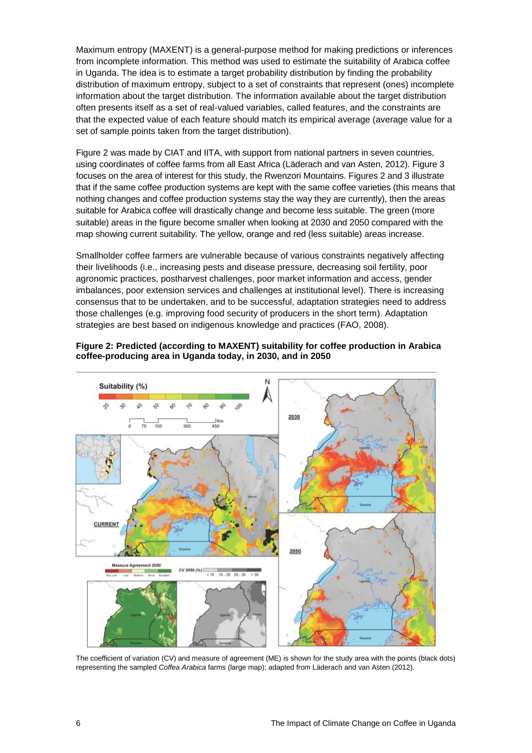Maximum entropy (MAXENT) is a general-purpose method for making predictions or inferences from incomplete information. This method was used to estimate the suitability of Arabica coffee in Uganda. The idea is to estimate a target probability distribution by finding the probability distribution of maximum entropy, subject to a set of constraints that represent (ones) incomplete information about the target distribution. The information available about the target distribution often presents itself as a set of real-valued variables, called features, and the constraints are that the expected value of each feature should match its empirical average (average value for a set of sample points taken from the target distribution).

Figure 2 was made by CIAT and IITA, with support from national partners in seven countries, using coordinates of coffee farms from all East Africa (Läderach and van Asten, 2012). Figure 3 focuses on the area of interest for this study, the Rwenzori Mountains. Figures 2 and 3 illustrate that if the same coffee production systems are kept with the same coffee varieties (this means that nothing changes and coffee production systems stay the way they are currently), then the areas suitable for Arabica coffee will drastically change and become less suitable. The green (more suitable) areas in the figure become smaller when looking at 2030 and 2050 compared with the map showing current suitability. The yellow, orange and red (less suitable) areas increase.

Smallholder coffee farmers are vulnerable because of various constraints negatively affecting their livelihoods (i.e., increasing pests and disease pressure, decreasing soil fertility, poor agronomic practices, postharvest challenges, poor market information and access, gender imbalances, poor extension services and challenges at institutional level). There is increasing consensus that to be undertaken, and to be successful, adaptation strategies need to address those challenges (e.g. improving food security of producers in the short term). Adaptation strategies are best based on indigenous knowledge and practices (FAO, 2008).

**Figure 2: Predicted (according to MAXENT) suitability for coffee production in Arabica coffee-producing area in Uganda today, in 2030, and in 2050**

The coefficient of variation (CV) and measure of agreement (ME) is shown for the study area with the points (black dots) representing the sampled *Coffea Arabica* farms (large map); adapted from Läderach and van Asten (2012).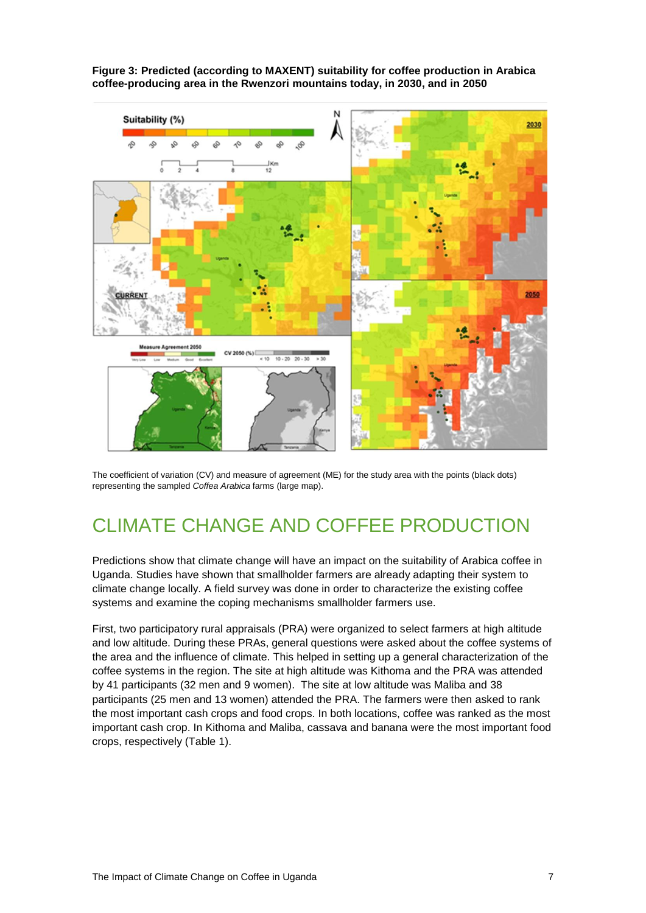**Figure 3: Predicted (according to MAXENT) suitability for coffee production in Arabica coffee-producing area in the Rwenzori mountains today, in 2030, and in 2050**

The coefficient of variation (CV) and measure of agreement (ME) for the study area with the points (black dots) representing the sampled *Coffea Arabica* farms (large map).

# CLIMATE CHANGE AND COFFEE PRODUCTION

Predictions show that climate change will have an impact on the suitability of Arabica coffee in Uganda. Studies have shown that smallholder farmers are already adapting their system to climate change locally. A field survey was done in order to characterize the existing coffee systems and examine the coping mechanisms smallholder farmers use.

First, two participatory rural appraisals (PRA) were organized to select farmers at high altitude and low altitude. During these PRAs, general questions were asked about the coffee systems of the area and the influence of climate. This helped in setting up a general characterization of the coffee systems in the region. The site at high altitude was Kithoma and the PRA was attended by 41 participants (32 men and 9 women). The site at low altitude was Maliba and 38 participants (25 men and 13 women) attended the PRA. The farmers were then asked to rank the most important cash crops and food crops. In both locations, coffee was ranked as the most important cash crop. In Kithoma and Maliba, cassava and banana were the most important food crops, respectively (Table 1).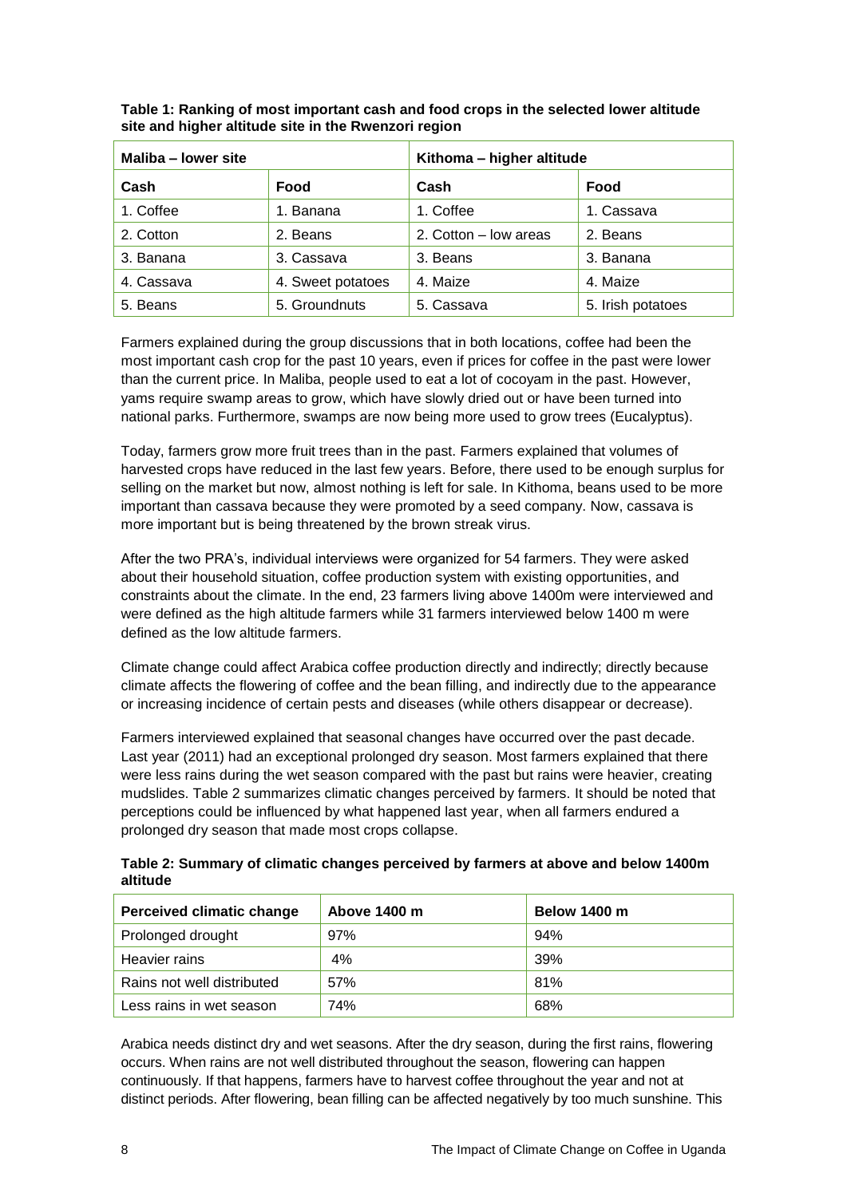**Table 1: Ranking of most important cash and food crops in the selected lower altitude site and higher altitude site in the Rwenzori region**

| Maliba – lower site | | Kithoma – higher altitude | |
|---|---|---|---|
| **Cash** | **Food** | **Cash** | **Food** |
| 1. Coffee | 1. Banana | 1. Coffee | 1. Cassava |
| 2. Cotton | 2. Beans | 2. Cotton – low areas | 2. Beans |
| 3. Banana | 3. Cassava | 3. Beans | 3. Banana |
| 4. Cassava | 4. Sweet potatoes | 4. Maize | 4. Maize |
| 5. Beans | 5. Groundnuts | 5. Cassava | 5. Irish potatoes |

Farmers explained during the group discussions that in both locations, coffee had been the most important cash crop for the past 10 years, even if prices for coffee in the past were lower than the current price. In Maliba, people used to eat a lot of cocoyam in the past. However, yams require swamp areas to grow, which have slowly dried out or have been turned into national parks. Furthermore, swamps are now being more used to grow trees (Eucalyptus).

Today, farmers grow more fruit trees than in the past. Farmers explained that volumes of harvested crops have reduced in the last few years. Before, there used to be enough surplus for selling on the market but now, almost nothing is left for sale. In Kithoma, beans used to be more important than cassava because they were promoted by a seed company. Now, cassava is more important but is being threatened by the brown streak virus.

After the two PRA's, individual interviews were organized for 54 farmers. They were asked about their household situation, coffee production system with existing opportunities, and constraints about the climate. In the end, 23 farmers living above 1400m were interviewed and were defined as the high altitude farmers while 31 farmers interviewed below 1400 m were defined as the low altitude farmers.

Climate change could affect Arabica coffee production directly and indirectly; directly because climate affects the flowering of coffee and the bean filling, and indirectly due to the appearance or increasing incidence of certain pests and diseases (while others disappear or decrease).

Farmers interviewed explained that seasonal changes have occurred over the past decade. Last year (2011) had an exceptional prolonged dry season. Most farmers explained that there were less rains during the wet season compared with the past but rains were heavier, creating mudslides. Table 2 summarizes climatic changes perceived by farmers. It should be noted that perceptions could be influenced by what happened last year, when all farmers endured a prolonged dry season that made most crops collapse.

**Table 2: Summary of climatic changes perceived by farmers at above and below 1400m altitude**

| Perceived climatic change | Above 1400 m | Below 1400 m |
|---|---|---|
| Prolonged drought | 97% | 94% |
| Heavier rains | 4% | 39% |
| Rains not well distributed | 57% | 81% |
| Less rains in wet season | 74% | 68% |

Arabica needs distinct dry and wet seasons. After the dry season, during the first rains, flowering occurs. When rains are not well distributed throughout the season, flowering can happen continuously. If that happens, farmers have to harvest coffee throughout the year and not at distinct periods. After flowering, bean filling can be affected negatively by too much sunshine. This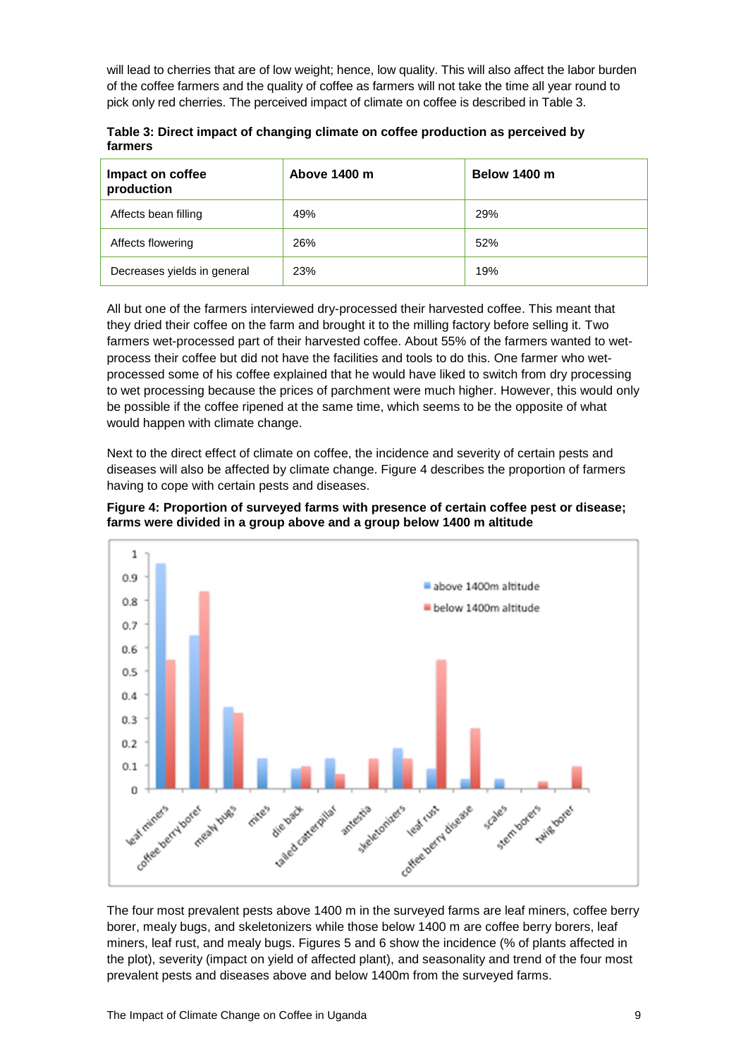will lead to cherries that are of low weight; hence, low quality. This will also affect the labor burden of the coffee farmers and the quality of coffee as farmers will not take the time all year round to pick only red cherries. The perceived impact of climate on coffee is described in Table 3.

**Table 3: Direct impact of changing climate on coffee production as perceived by farmers**

| Impact on coffee production | Above 1400 m | Below 1400 m |
|---|---|---|
| Affects bean filling | 49% | 29% |
| Affects flowering | 26% | 52% |
| Decreases yields in general | 23% | 19% |

All but one of the farmers interviewed dry-processed their harvested coffee. This meant that they dried their coffee on the farm and brought it to the milling factory before selling it. Two farmers wet-processed part of their harvested coffee. About 55% of the farmers wanted to wet-process their coffee but did not have the facilities and tools to do this. One farmer who wet-processed some of his coffee explained that he would have liked to switch from dry processing to wet processing because the prices of parchment were much higher. However, this would only be possible if the coffee ripened at the same time, which seems to be the opposite of what would happen with climate change.

Next to the direct effect of climate on coffee, the incidence and severity of certain pests and diseases will also be affected by climate change. Figure 4 describes the proportion of farmers having to cope with certain pests and diseases.

**Figure 4: Proportion of surveyed farms with presence of certain coffee pest or disease; farms were divided in a group above and a group below 1400 m altitude**

The four most prevalent pests above 1400 m in the surveyed farms are leaf miners, coffee berry borer, mealy bugs, and skeletonizers while those below 1400 m are coffee berry borers, leaf miners, leaf rust, and mealy bugs. Figures 5 and 6 show the incidence (% of plants affected in the plot), severity (impact on yield of affected plant), and seasonality and trend of the four most prevalent pests and diseases above and below 1400m from the surveyed farms.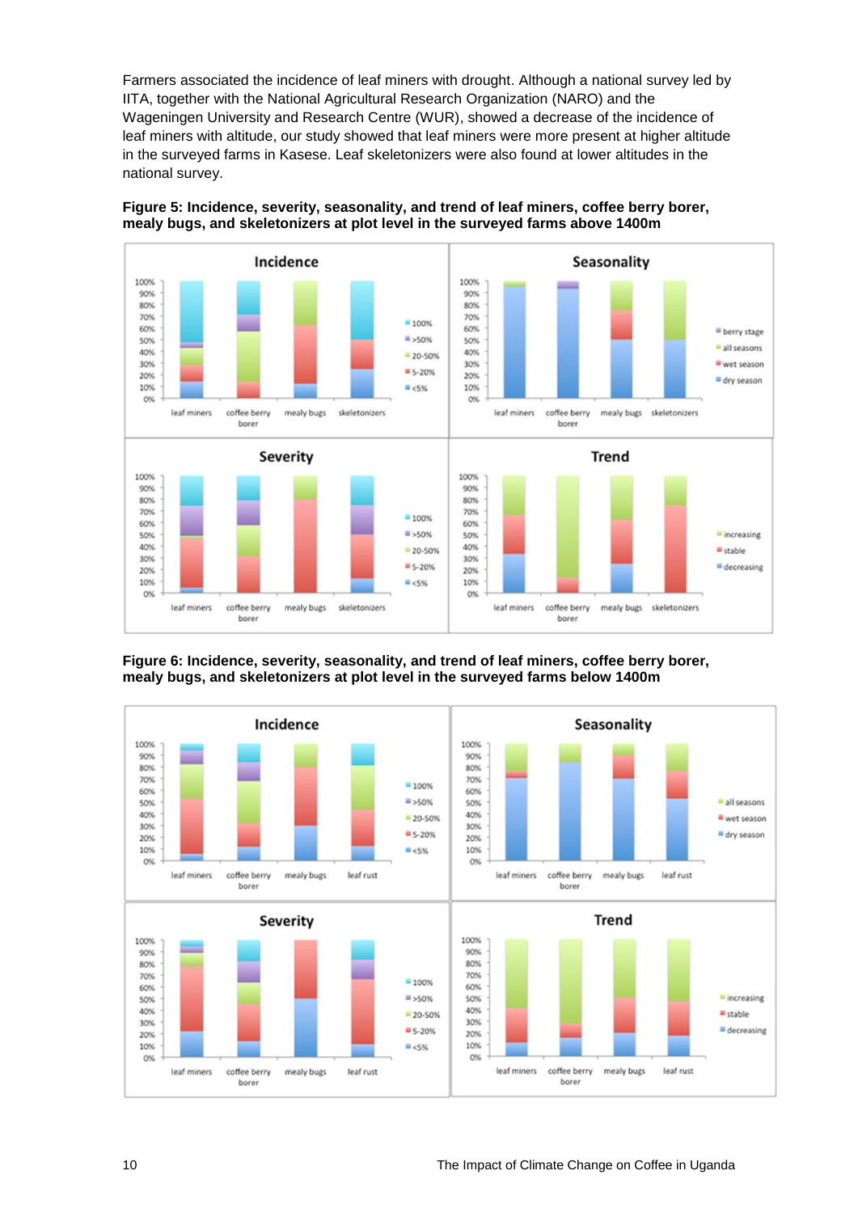Farmers associated the incidence of leaf miners with drought. Although a national survey led by IITA, together with the National Agricultural Research Organization (NARO) and the Wageningen University and Research Centre (WUR), showed a decrease of the incidence of leaf miners with altitude, our study showed that leaf miners were more present at higher altitude in the surveyed farms in Kasese. Leaf skeletonizers were also found at lower altitudes in the national survey.

**Figure 5: Incidence, severity, seasonality, and trend of leaf miners, coffee berry borer, mealy bugs, and skeletonizers at plot level in the surveyed farms above 1400m**

**Figure 6: Incidence, severity, seasonality, and trend of leaf miners, coffee berry borer, mealy bugs, and skeletonizers at plot level in the surveyed farms below 1400m**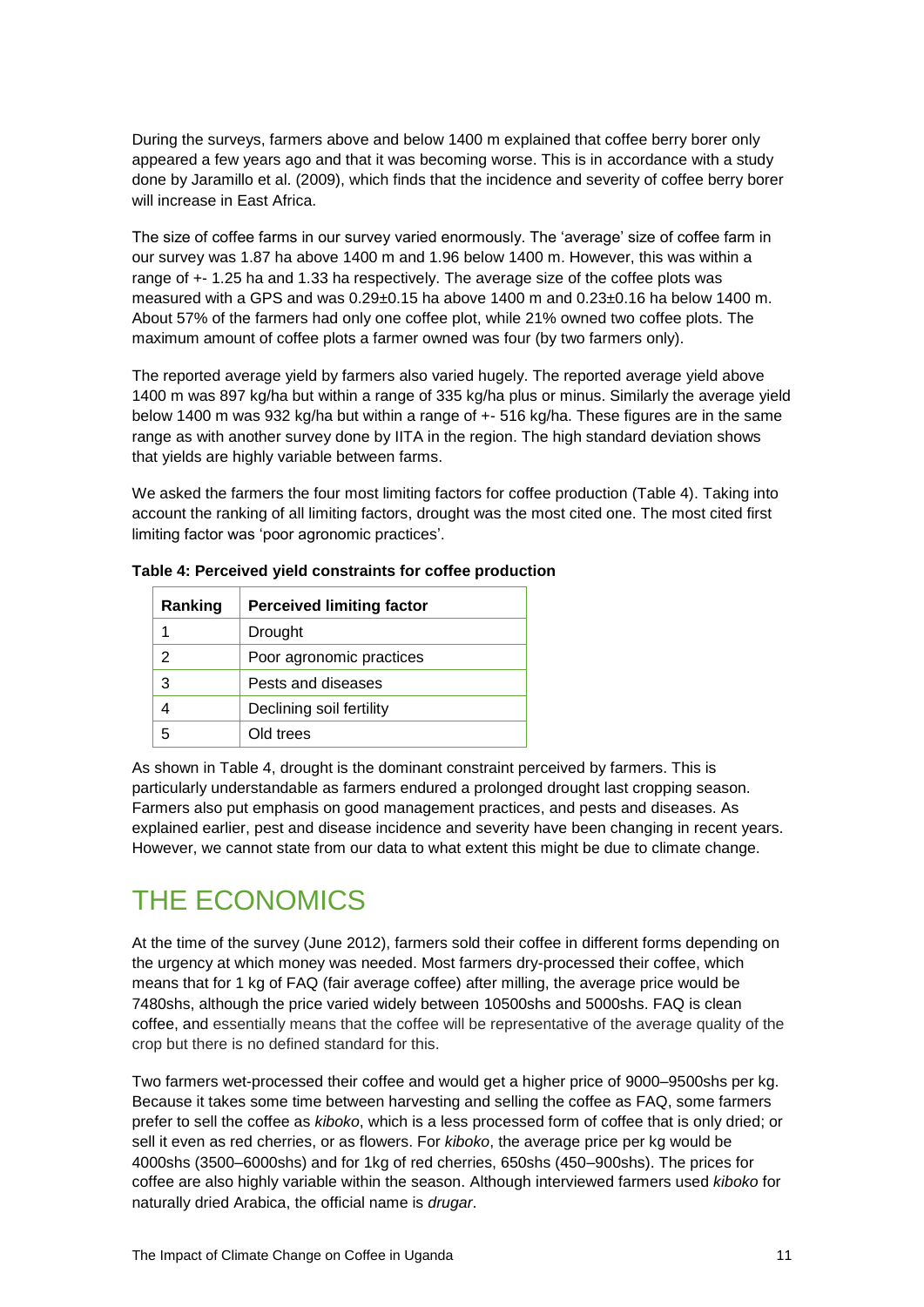During the surveys, farmers above and below 1400 m explained that coffee berry borer only appeared a few years ago and that it was becoming worse. This is in accordance with a study done by Jaramillo et al. (2009), which finds that the incidence and severity of coffee berry borer will increase in East Africa.

The size of coffee farms in our survey varied enormously. The 'average' size of coffee farm in our survey was 1.87 ha above 1400 m and 1.96 below 1400 m. However, this was within a range of +- 1.25 ha and 1.33 ha respectively. The average size of the coffee plots was measured with a GPS and was 0.29±0.15 ha above 1400 m and 0.23±0.16 ha below 1400 m. About 57% of the farmers had only one coffee plot, while 21% owned two coffee plots. The maximum amount of coffee plots a farmer owned was four (by two farmers only).

The reported average yield by farmers also varied hugely. The reported average yield above 1400 m was 897 kg/ha but within a range of 335 kg/ha plus or minus. Similarly the average yield below 1400 m was 932 kg/ha but within a range of +- 516 kg/ha. These figures are in the same range as with another survey done by IITA in the region. The high standard deviation shows that yields are highly variable between farms.

We asked the farmers the four most limiting factors for coffee production (Table 4). Taking into account the ranking of all limiting factors, drought was the most cited one. The most cited first limiting factor was 'poor agronomic practices'.

**Table 4: Perceived yield constraints for coffee production**

| Ranking | Perceived limiting factor |
|---|---|
| 1 | Drought |
| 2 | Poor agronomic practices |
| 3 | Pests and diseases |
| 4 | Declining soil fertility |
| 5 | Old trees |

As shown in Table 4, drought is the dominant constraint perceived by farmers. This is particularly understandable as farmers endured a prolonged drought last cropping season. Farmers also put emphasis on good management practices, and pests and diseases. As explained earlier, pest and disease incidence and severity have been changing in recent years. However, we cannot state from our data to what extent this might be due to climate change.

# THE ECONOMICS

At the time of the survey (June 2012), farmers sold their coffee in different forms depending on the urgency at which money was needed. Most farmers dry-processed their coffee, which means that for 1 kg of FAQ (fair average coffee) after milling, the average price would be 7480shs, although the price varied widely between 10500shs and 5000shs. FAQ is clean coffee, and essentially means that the coffee will be representative of the average quality of the crop but there is no defined standard for this.

Two farmers wet-processed their coffee and would get a higher price of 9000–9500shs per kg. Because it takes some time between harvesting and selling the coffee as FAQ, some farmers prefer to sell the coffee as *kiboko*, which is a less processed form of coffee that is only dried; or sell it even as red cherries, or as flowers. For *kiboko*, the average price per kg would be 4000shs (3500–6000shs) and for 1kg of red cherries, 650shs (450–900shs). The prices for coffee are also highly variable within the season. Although interviewed farmers used *kiboko* for naturally dried Arabica, the official name is *drugar*.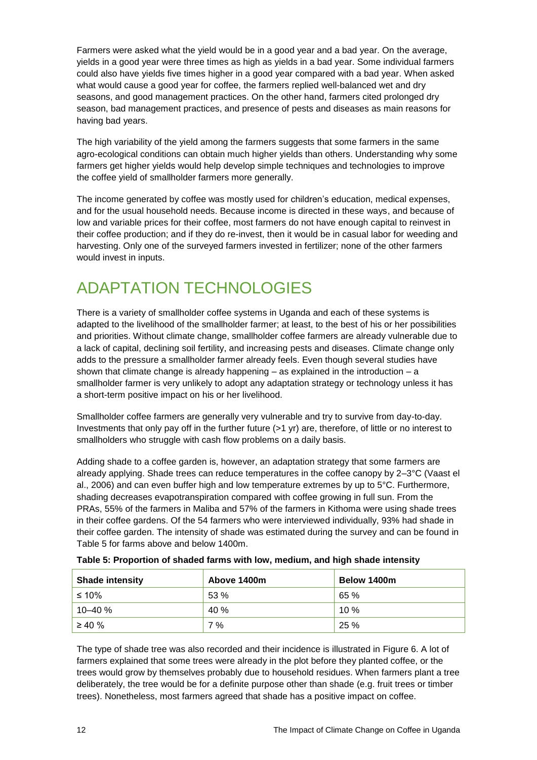Farmers were asked what the yield would be in a good year and a bad year. On the average, yields in a good year were three times as high as yields in a bad year. Some individual farmers could also have yields five times higher in a good year compared with a bad year. When asked what would cause a good year for coffee, the farmers replied well-balanced wet and dry seasons, and good management practices. On the other hand, farmers cited prolonged dry season, bad management practices, and presence of pests and diseases as main reasons for having bad years.

The high variability of the yield among the farmers suggests that some farmers in the same agro-ecological conditions can obtain much higher yields than others. Understanding why some farmers get higher yields would help develop simple techniques and technologies to improve the coffee yield of smallholder farmers more generally.

The income generated by coffee was mostly used for children's education, medical expenses, and for the usual household needs. Because income is directed in these ways, and because of low and variable prices for their coffee, most farmers do not have enough capital to reinvest in their coffee production; and if they do re-invest, then it would be in casual labor for weeding and harvesting. Only one of the surveyed farmers invested in fertilizer; none of the other farmers would invest in inputs.

# ADAPTATION TECHNOLOGIES

There is a variety of smallholder coffee systems in Uganda and each of these systems is adapted to the livelihood of the smallholder farmer; at least, to the best of his or her possibilities and priorities. Without climate change, smallholder coffee farmers are already vulnerable due to a lack of capital, declining soil fertility, and increasing pests and diseases. Climate change only adds to the pressure a smallholder farmer already feels. Even though several studies have shown that climate change is already happening – as explained in the introduction – a smallholder farmer is very unlikely to adopt any adaptation strategy or technology unless it has a short-term positive impact on his or her livelihood.

Smallholder coffee farmers are generally very vulnerable and try to survive from day-to-day. Investments that only pay off in the further future (>1 yr) are, therefore, of little or no interest to smallholders who struggle with cash flow problems on a daily basis.

Adding shade to a coffee garden is, however, an adaptation strategy that some farmers are already applying. Shade trees can reduce temperatures in the coffee canopy by 2–3°C (Vaast el al., 2006) and can even buffer high and low temperature extremes by up to 5°C. Furthermore, shading decreases evapotranspiration compared with coffee growing in full sun. From the PRAs, 55% of the farmers in Maliba and 57% of the farmers in Kithoma were using shade trees in their coffee gardens. Of the 54 farmers who were interviewed individually, 93% had shade in their coffee garden. The intensity of shade was estimated during the survey and can be found in Table 5 for farms above and below 1400m.

**Table 5: Proportion of shaded farms with low, medium, and high shade intensity**

| Shade intensity | Above 1400m | Below 1400m |
| --- | --- | --- |
| ≤ 10% | 53 % | 65 % |
| 10–40 % | 40 % | 10 % |
| ≥ 40 % | 7 % | 25 % |

The type of shade tree was also recorded and their incidence is illustrated in Figure 6. A lot of farmers explained that some trees were already in the plot before they planted coffee, or the trees would grow by themselves probably due to household residues. When farmers plant a tree deliberately, the tree would be for a definite purpose other than shade (e.g. fruit trees or timber trees). Nonetheless, most farmers agreed that shade has a positive impact on coffee.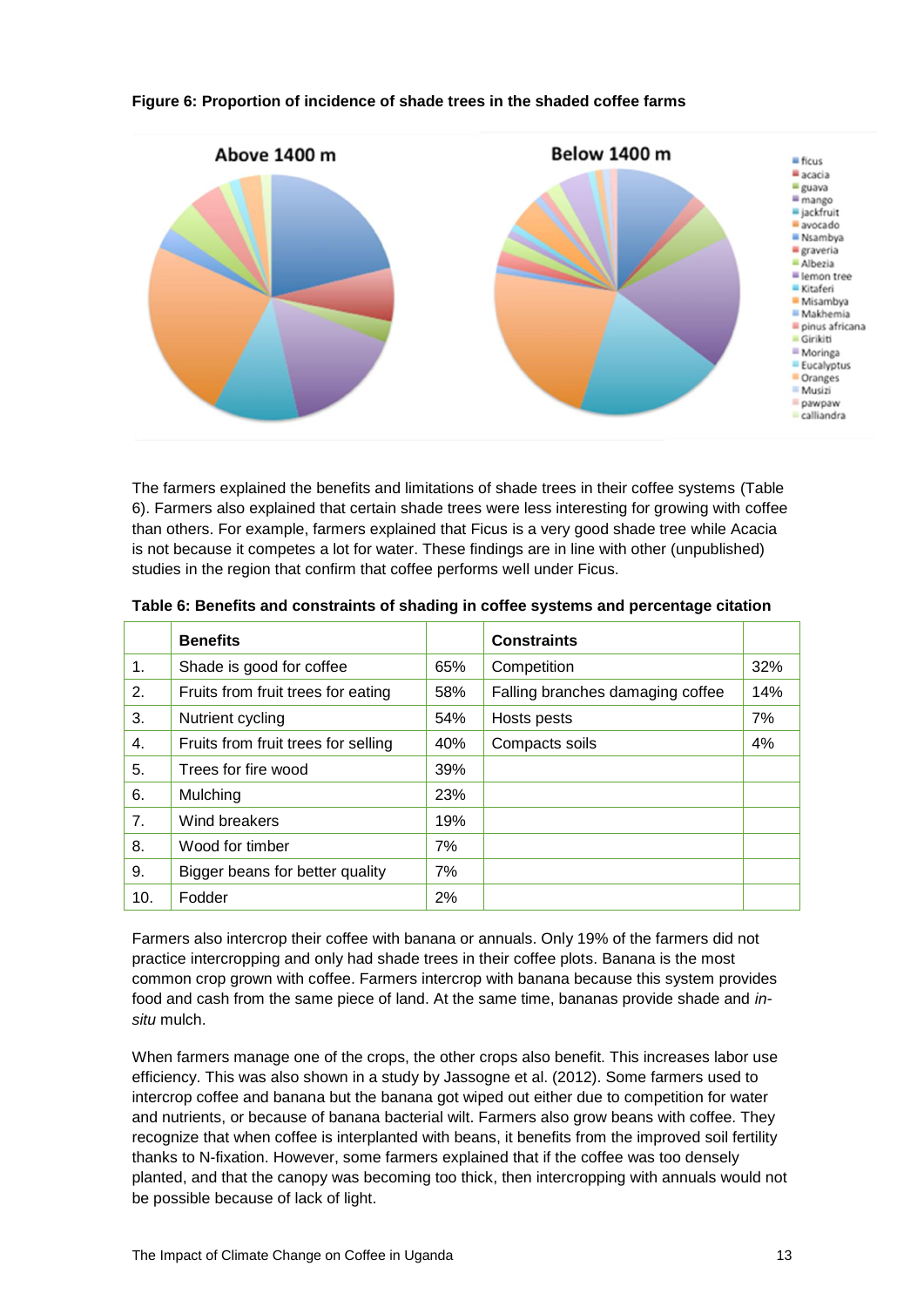**Figure 6: Proportion of incidence of shade trees in the shaded coffee farms**

The farmers explained the benefits and limitations of shade trees in their coffee systems (Table 6). Farmers also explained that certain shade trees were less interesting for growing with coffee than others. For example, farmers explained that Ficus is a very good shade tree while Acacia is not because it competes a lot for water. These findings are in line with other (unpublished) studies in the region that confirm that coffee performs well under Ficus.

**Table 6: Benefits and constraints of shading in coffee systems and percentage citation**

| | Benefits | | Constraints | |
|---|---|---|---|---|
| 1. | Shade is good for coffee | 65% | Competition | 32% |
| 2. | Fruits from fruit trees for eating | 58% | Falling branches damaging coffee | 14% |
| 3. | Nutrient cycling | 54% | Hosts pests | 7% |
| 4. | Fruits from fruit trees for selling | 40% | Compacts soils | 4% |
| 5. | Trees for fire wood | 39% | | |
| 6. | Mulching | 23% | | |
| 7. | Wind breakers | 19% | | |
| 8. | Wood for timber | 7% | | |
| 9. | Bigger beans for better quality | 7% | | |
| 10. | Fodder | 2% | | |

Farmers also intercrop their coffee with banana or annuals. Only 19% of the farmers did not practice intercropping and only had shade trees in their coffee plots. Banana is the most common crop grown with coffee. Farmers intercrop with banana because this system provides food and cash from the same piece of land. At the same time, bananas provide shade and *in-situ* mulch.

When farmers manage one of the crops, the other crops also benefit. This increases labor use efficiency. This was also shown in a study by Jassogne et al. (2012). Some farmers used to intercrop coffee and banana but the banana got wiped out either due to competition for water and nutrients, or because of banana bacterial wilt. Farmers also grow beans with coffee. They recognize that when coffee is interplanted with beans, it benefits from the improved soil fertility thanks to N-fixation. However, some farmers explained that if the coffee was too densely planted, and that the canopy was becoming too thick, then intercropping with annuals would not be possible because of lack of light.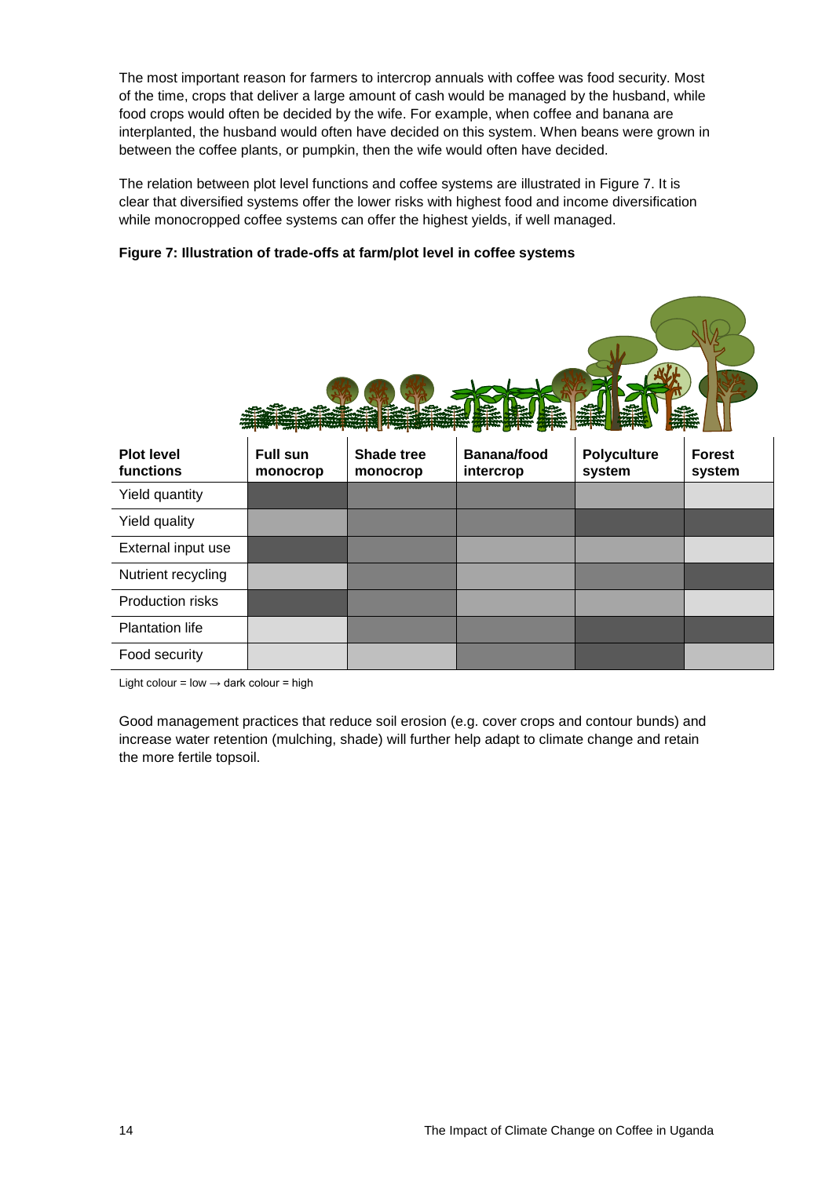The most important reason for farmers to intercrop annuals with coffee was food security. Most of the time, crops that deliver a large amount of cash would be managed by the husband, while food crops would often be decided by the wife. For example, when coffee and banana are interplanted, the husband would often have decided on this system. When beans were grown in between the coffee plants, or pumpkin, then the wife would often have decided.

The relation between plot level functions and coffee systems are illustrated in Figure 7. It is clear that diversified systems offer the lower risks with highest food and income diversification while monocropped coffee systems can offer the highest yields, if well managed.

**Figure 7: Illustration of trade-offs at farm/plot level in coffee systems**

| Plot level functions | Full sun monocrop | Shade tree monocrop | Banana/food intercrop | Polyculture system | Forest system |
|---|---|---|---|---|---|
| Yield quantity | | | | | |
| Yield quality | | | | | |
| External input use | | | | | |
| Nutrient recycling | | | | | |
| Production risks | | | | | |
| Plantation life | | | | | |
| Food security | | | | | |

Light colour = low → dark colour = high

Good management practices that reduce soil erosion (e.g. cover crops and contour bunds) and increase water retention (mulching, shade) will further help adapt to climate change and retain the more fertile topsoil.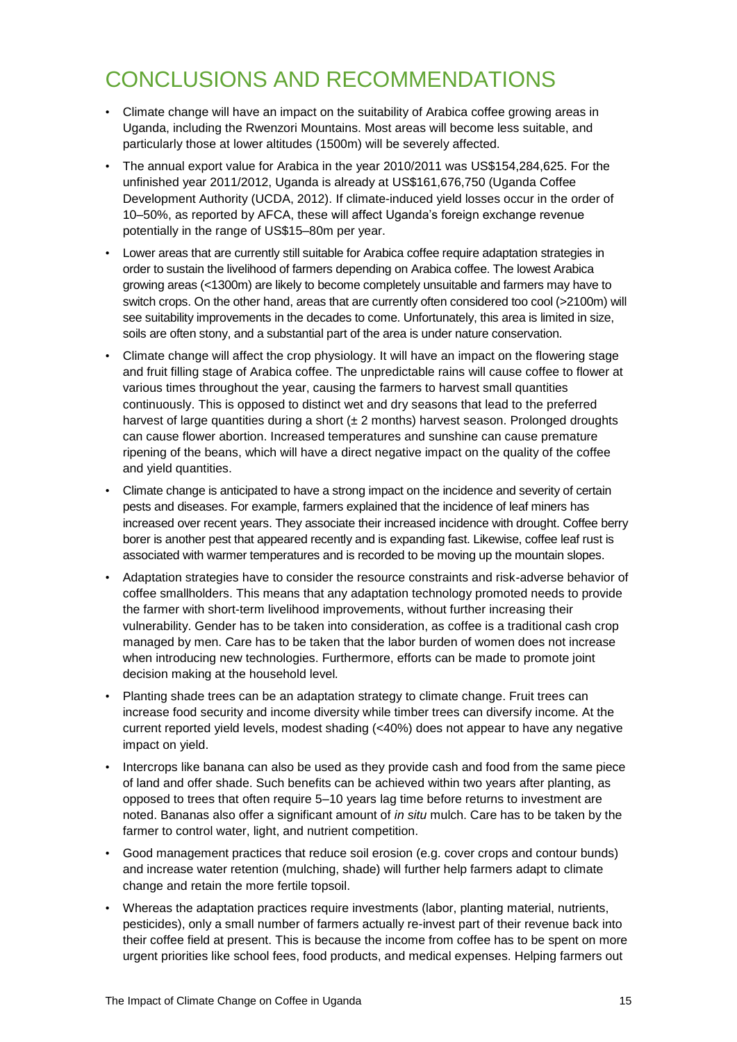# CONCLUSIONS AND RECOMMENDATIONS

- Climate change will have an impact on the suitability of Arabica coffee growing areas in Uganda, including the Rwenzori Mountains. Most areas will become less suitable, and particularly those at lower altitudes (1500m) will be severely affected.
- The annual export value for Arabica in the year 2010/2011 was US$154,284,625. For the unfinished year 2011/2012, Uganda is already at US$161,676,750 (Uganda Coffee Development Authority (UCDA, 2012). If climate-induced yield losses occur in the order of 10–50%, as reported by AFCA, these will affect Uganda's foreign exchange revenue potentially in the range of US$15–80m per year.
- Lower areas that are currently still suitable for Arabica coffee require adaptation strategies in order to sustain the livelihood of farmers depending on Arabica coffee. The lowest Arabica growing areas (<1300m) are likely to become completely unsuitable and farmers may have to switch crops. On the other hand, areas that are currently often considered too cool (>2100m) will see suitability improvements in the decades to come. Unfortunately, this area is limited in size, soils are often stony, and a substantial part of the area is under nature conservation.
- Climate change will affect the crop physiology. It will have an impact on the flowering stage and fruit filling stage of Arabica coffee. The unpredictable rains will cause coffee to flower at various times throughout the year, causing the farmers to harvest small quantities continuously. This is opposed to distinct wet and dry seasons that lead to the preferred harvest of large quantities during a short (± 2 months) harvest season. Prolonged droughts can cause flower abortion. Increased temperatures and sunshine can cause premature ripening of the beans, which will have a direct negative impact on the quality of the coffee and yield quantities.
- Climate change is anticipated to have a strong impact on the incidence and severity of certain pests and diseases. For example, farmers explained that the incidence of leaf miners has increased over recent years. They associate their increased incidence with drought. Coffee berry borer is another pest that appeared recently and is expanding fast. Likewise, coffee leaf rust is associated with warmer temperatures and is recorded to be moving up the mountain slopes.
- Adaptation strategies have to consider the resource constraints and risk-adverse behavior of coffee smallholders. This means that any adaptation technology promoted needs to provide the farmer with short-term livelihood improvements, without further increasing their vulnerability. Gender has to be taken into consideration, as coffee is a traditional cash crop managed by men. Care has to be taken that the labor burden of women does not increase when introducing new technologies. Furthermore, efforts can be made to promote joint decision making at the household level.
- Planting shade trees can be an adaptation strategy to climate change. Fruit trees can increase food security and income diversity while timber trees can diversify income. At the current reported yield levels, modest shading (<40%) does not appear to have any negative impact on yield.
- Intercrops like banana can also be used as they provide cash and food from the same piece of land and offer shade. Such benefits can be achieved within two years after planting, as opposed to trees that often require 5–10 years lag time before returns to investment are noted. Bananas also offer a significant amount of *in situ* mulch. Care has to be taken by the farmer to control water, light, and nutrient competition.
- Good management practices that reduce soil erosion (e.g. cover crops and contour bunds) and increase water retention (mulching, shade) will further help farmers adapt to climate change and retain the more fertile topsoil.
- Whereas the adaptation practices require investments (labor, planting material, nutrients, pesticides), only a small number of farmers actually re-invest part of their revenue back into their coffee field at present. This is because the income from coffee has to be spent on more urgent priorities like school fees, food products, and medical expenses. Helping farmers out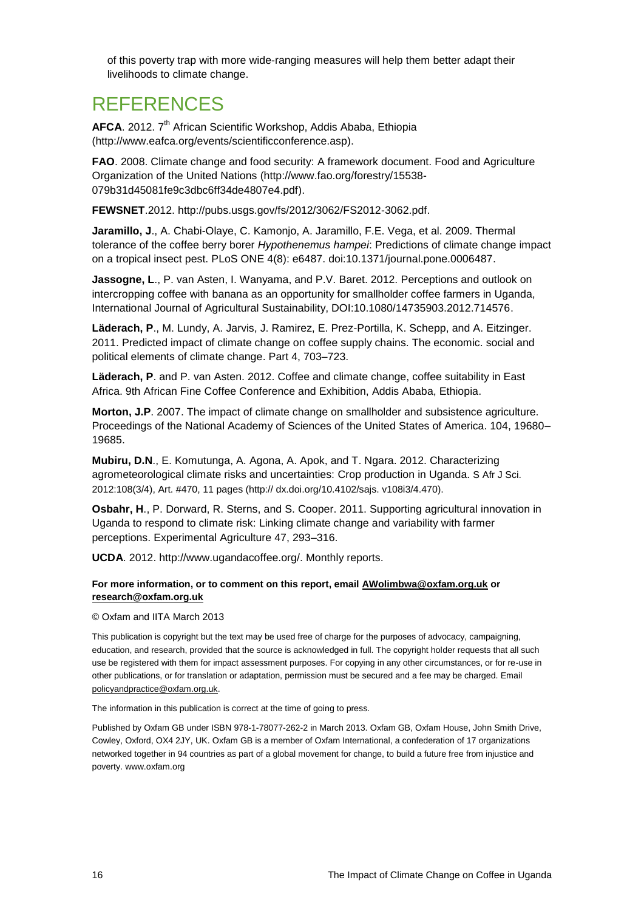of this poverty trap with more wide-ranging measures will help them better adapt their livelihoods to climate change.

# REFERENCES

**AFCA**. 2012. 7th African Scientific Workshop, Addis Ababa, Ethiopia (http://www.eafca.org/events/scientificconference.asp).

**FAO**. 2008. Climate change and food security: A framework document. Food and Agriculture Organization of the United Nations (http://www.fao.org/forestry/15538-079b31d45081fe9c3dbc6ff34de4807e4.pdf).

**FEWSNET**.2012. http://pubs.usgs.gov/fs/2012/3062/FS2012-3062.pdf.

**Jaramillo, J**., A. Chabi-Olaye, C. Kamonjo, A. Jaramillo, F.E. Vega, et al. 2009. Thermal tolerance of the coffee berry borer *Hypothenemus hampei*: Predictions of climate change impact on a tropical insect pest. PLoS ONE 4(8): e6487. doi:10.1371/journal.pone.0006487.

**Jassogne, L**., P. van Asten, I. Wanyama, and P.V. Baret. 2012. Perceptions and outlook on intercropping coffee with banana as an opportunity for smallholder coffee farmers in Uganda, International Journal of Agricultural Sustainability, DOI:10.1080/14735903.2012.714576.

**Läderach, P**., M. Lundy, A. Jarvis, J. Ramirez, E. Prez-Portilla, K. Schepp, and A. Eitzinger. 2011. Predicted impact of climate change on coffee supply chains. The economic. social and political elements of climate change. Part 4, 703–723.

**Läderach, P**. and P. van Asten. 2012. Coffee and climate change, coffee suitability in East Africa. 9th African Fine Coffee Conference and Exhibition, Addis Ababa, Ethiopia.

**Morton, J.P**. 2007. The impact of climate change on smallholder and subsistence agriculture. Proceedings of the National Academy of Sciences of the United States of America. 104, 19680–19685.

**Mubiru, D.N**., E. Komutunga, A. Agona, A. Apok, and T. Ngara. 2012. Characterizing agrometeorological climate risks and uncertainties: Crop production in Uganda. S Afr J Sci. 2012:108(3/4), Art. #470, 11 pages (http:// dx.doi.org/10.4102/sajs. v108i3/4.470).

**Osbahr, H**., P. Dorward, R. Sterns, and S. Cooper. 2011. Supporting agricultural innovation in Uganda to respond to climate risk: Linking climate change and variability with farmer perceptions. Experimental Agriculture 47, 293–316.

**UCDA**. 2012. http://www.ugandacoffee.org/. Monthly reports.

**For more information, or to comment on this report, email AWolimbwa@oxfam.org.uk or research@oxfam.org.uk**

© Oxfam and IITA March 2013

This publication is copyright but the text may be used free of charge for the purposes of advocacy, campaigning, education, and research, provided that the source is acknowledged in full. The copyright holder requests that all such use be registered with them for impact assessment purposes. For copying in any other circumstances, or for re-use in other publications, or for translation or adaptation, permission must be secured and a fee may be charged. Email policyandpractice@oxfam.org.uk.

The information in this publication is correct at the time of going to press.

Published by Oxfam GB under ISBN 978-1-78077-262-2 in March 2013. Oxfam GB, Oxfam House, John Smith Drive, Cowley, Oxford, OX4 2JY, UK. Oxfam GB is a member of Oxfam International, a confederation of 17 organizations networked together in 94 countries as part of a global movement for change, to build a future free from injustice and poverty. www.oxfam.org